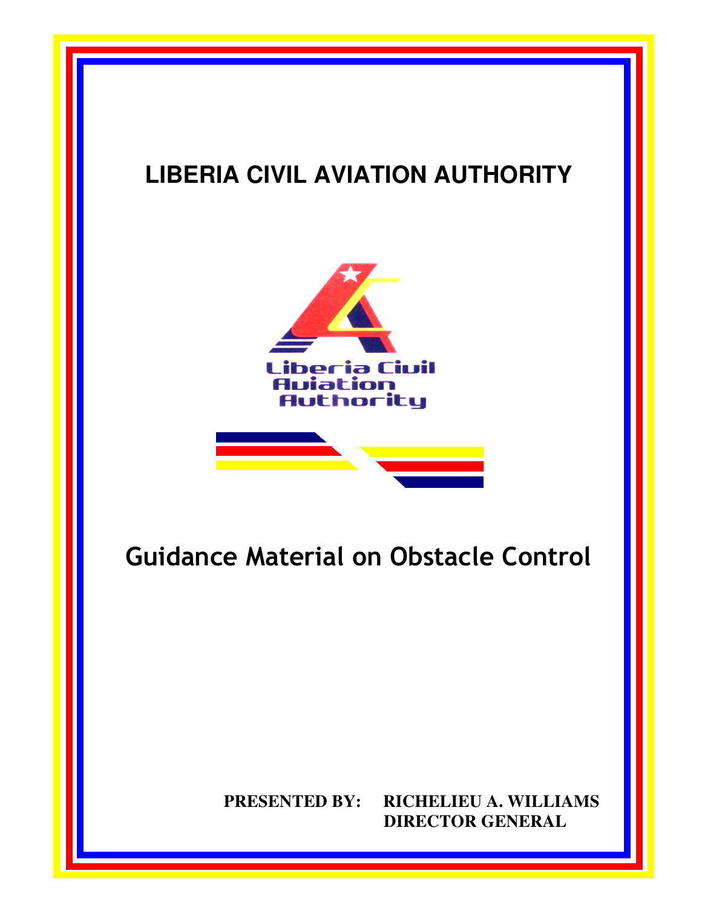# LIBERIA CIVIL AVIATION AUTHORITY

Liberia Civil Aviation Authority

# Guidance Material on Obstacle Control

**PRESENTED BY: RICHELIEU A. WILLIAMS**
**DIRECTOR GENERAL**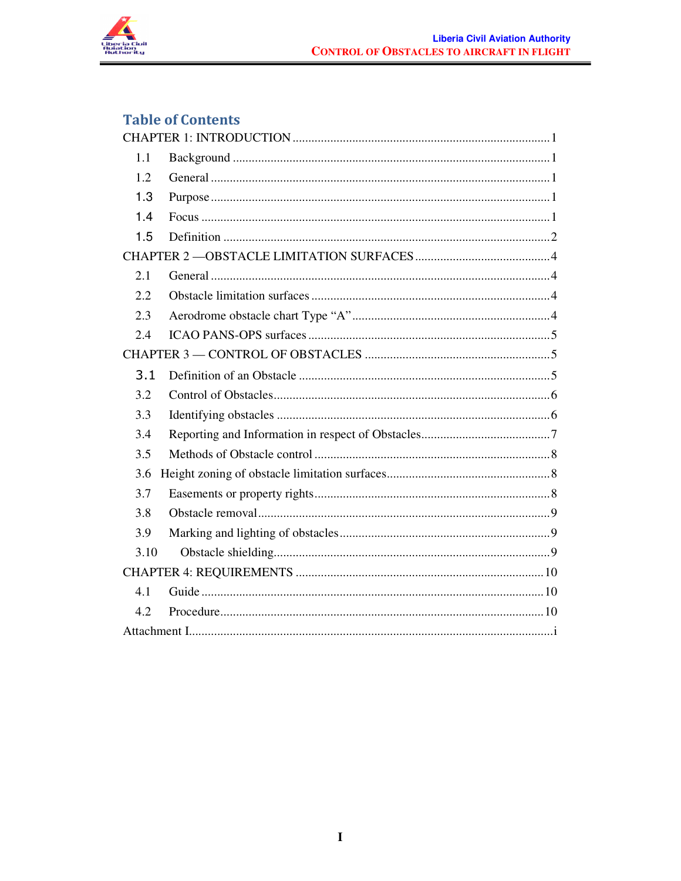# Table of Contents

CHAPTER 1: INTRODUCTION ........................................................................................ 1

- 1.1 Background ........................................................................................ 1
- 1.2 General ........................................................................................ 1
- 1.3 Purpose ........................................................................................ 1
- 1.4 Focus ........................................................................................ 1
- 1.5 Definition ........................................................................................ 2

CHAPTER 2 —OBSTACLE LIMITATION SURFACES ........................................................ 4

- 2.1 General ........................................................................................ 4
- 2.2 Obstacle limitation surfaces ........................................................................ 4
- 2.3 Aerodrome obstacle chart Type "A" ................................................................ 4
- 2.4 ICAO PANS-OPS surfaces ........................................................................ 5

CHAPTER 3 — CONTROL OF OBSTACLES ........................................................................ 5

- 3.1 Definition of an Obstacle ........................................................................ 5
- 3.2 Control of Obstacles ........................................................................ 6
- 3.3 Identifying obstacles ........................................................................ 6
- 3.4 Reporting and Information in respect of Obstacles ............................................ 7
- 3.5 Methods of Obstacle control ........................................................................ 8
- 3.6 Height zoning of obstacle limitation surfaces .................................................... 8
- 3.7 Easements or property rights ........................................................................ 8
- 3.8 Obstacle removal ........................................................................ 9
- 3.9 Marking and lighting of obstacles ........................................................................ 9
- 3.10 Obstacle shielding ........................................................................ 9

CHAPTER 4: REQUIREMENTS ........................................................................ 10

- 4.1 Guide ........................................................................................ 10
- 4.2 Procedure ........................................................................................ 10

Attachment I ........................................................................................ i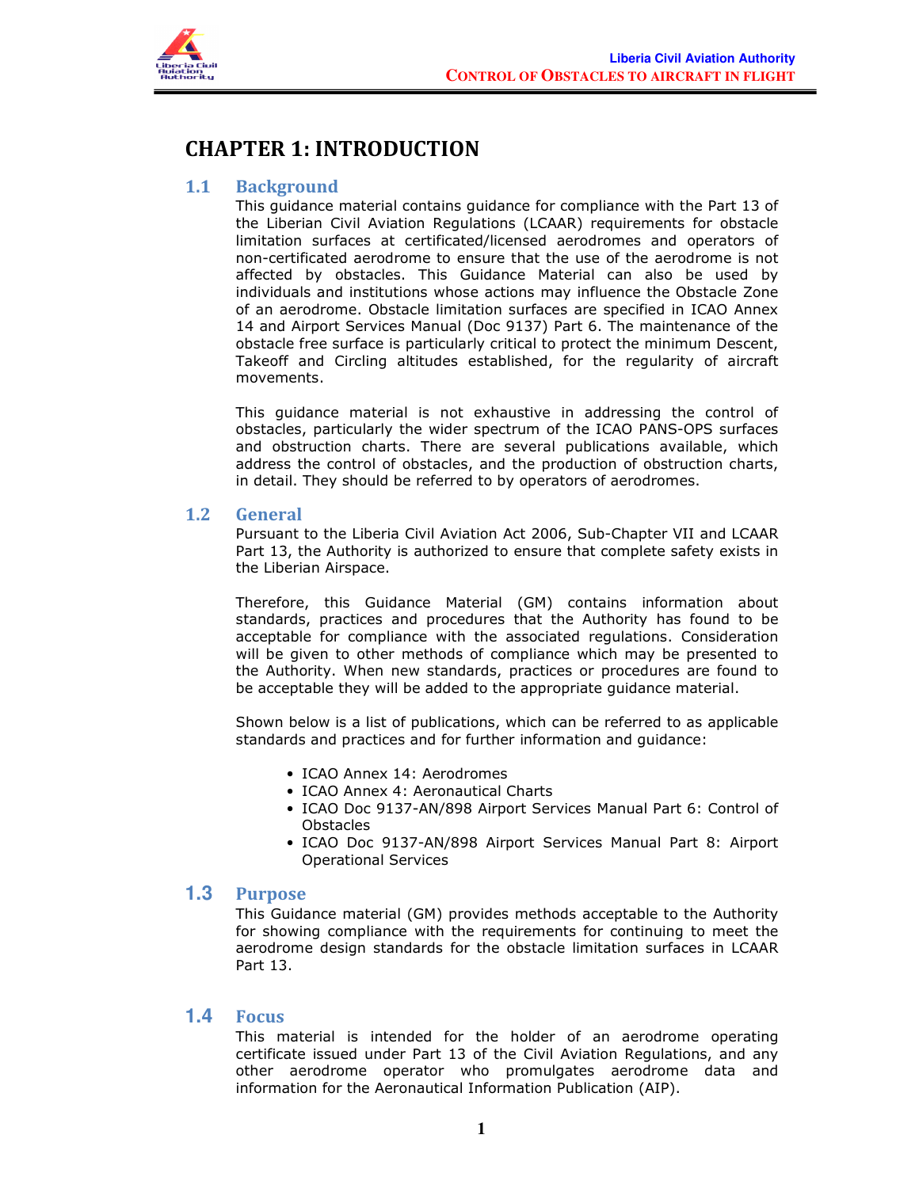# CHAPTER 1: INTRODUCTION

## 1.1 Background

This guidance material contains guidance for compliance with the Part 13 of the Liberian Civil Aviation Regulations (LCAAR) requirements for obstacle limitation surfaces at certificated/licensed aerodromes and operators of non-certificated aerodrome to ensure that the use of the aerodrome is not affected by obstacles. This Guidance Material can also be used by individuals and institutions whose actions may influence the Obstacle Zone of an aerodrome. Obstacle limitation surfaces are specified in ICAO Annex 14 and Airport Services Manual (Doc 9137) Part 6. The maintenance of the obstacle free surface is particularly critical to protect the minimum Descent, Takeoff and Circling altitudes established, for the regularity of aircraft movements.

This guidance material is not exhaustive in addressing the control of obstacles, particularly the wider spectrum of the ICAO PANS-OPS surfaces and obstruction charts. There are several publications available, which address the control of obstacles, and the production of obstruction charts, in detail. They should be referred to by operators of aerodromes.

## 1.2 General

Pursuant to the Liberia Civil Aviation Act 2006, Sub-Chapter VII and LCAAR Part 13, the Authority is authorized to ensure that complete safety exists in the Liberian Airspace.

Therefore, this Guidance Material (GM) contains information about standards, practices and procedures that the Authority has found to be acceptable for compliance with the associated regulations. Consideration will be given to other methods of compliance which may be presented to the Authority. When new standards, practices or procedures are found to be acceptable they will be added to the appropriate guidance material.

Shown below is a list of publications, which can be referred to as applicable standards and practices and for further information and guidance:

- ICAO Annex 14: Aerodromes
- ICAO Annex 4: Aeronautical Charts
- ICAO Doc 9137-AN/898 Airport Services Manual Part 6: Control of Obstacles
- ICAO Doc 9137-AN/898 Airport Services Manual Part 8: Airport Operational Services

## 1.3 Purpose

This Guidance material (GM) provides methods acceptable to the Authority for showing compliance with the requirements for continuing to meet the aerodrome design standards for the obstacle limitation surfaces in LCAAR Part 13.

## 1.4 Focus

This material is intended for the holder of an aerodrome operating certificate issued under Part 13 of the Civil Aviation Regulations, and any other aerodrome operator who promulgates aerodrome data and information for the Aeronautical Information Publication (AIP).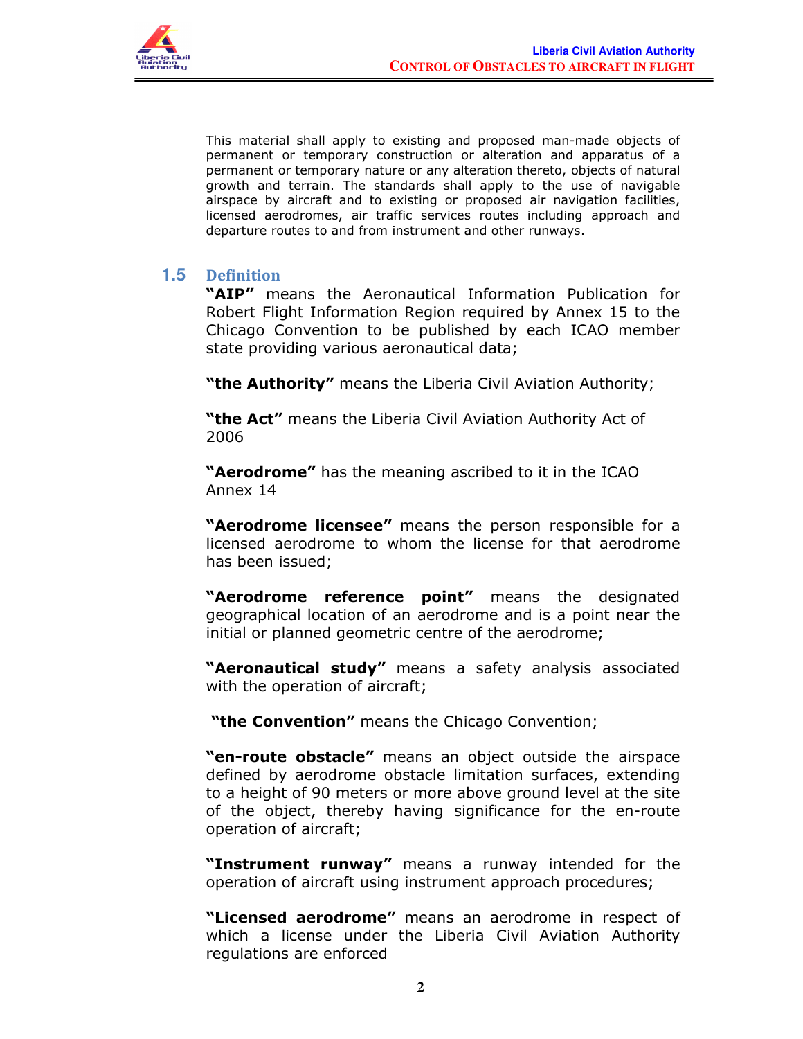This material shall apply to existing and proposed man-made objects of permanent or temporary construction or alteration and apparatus of a permanent or temporary nature or any alteration thereto, objects of natural growth and terrain. The standards shall apply to the use of navigable airspace by aircraft and to existing or proposed air navigation facilities, licensed aerodromes, air traffic services routes including approach and departure routes to and from instrument and other runways.

## 1.5 Definition

**"AIP"** means the Aeronautical Information Publication for Robert Flight Information Region required by Annex 15 to the Chicago Convention to be published by each ICAO member state providing various aeronautical data;

**"the Authority"** means the Liberia Civil Aviation Authority;

**"the Act"** means the Liberia Civil Aviation Authority Act of 2006

**"Aerodrome"** has the meaning ascribed to it in the ICAO Annex 14

**"Aerodrome licensee"** means the person responsible for a licensed aerodrome to whom the license for that aerodrome has been issued;

**"Aerodrome reference point"** means the designated geographical location of an aerodrome and is a point near the initial or planned geometric centre of the aerodrome;

**"Aeronautical study"** means a safety analysis associated with the operation of aircraft;

**"the Convention"** means the Chicago Convention;

**"en-route obstacle"** means an object outside the airspace defined by aerodrome obstacle limitation surfaces, extending to a height of 90 meters or more above ground level at the site of the object, thereby having significance for the en-route operation of aircraft;

**"Instrument runway"** means a runway intended for the operation of aircraft using instrument approach procedures;

**"Licensed aerodrome"** means an aerodrome in respect of which a license under the Liberia Civil Aviation Authority regulations are enforced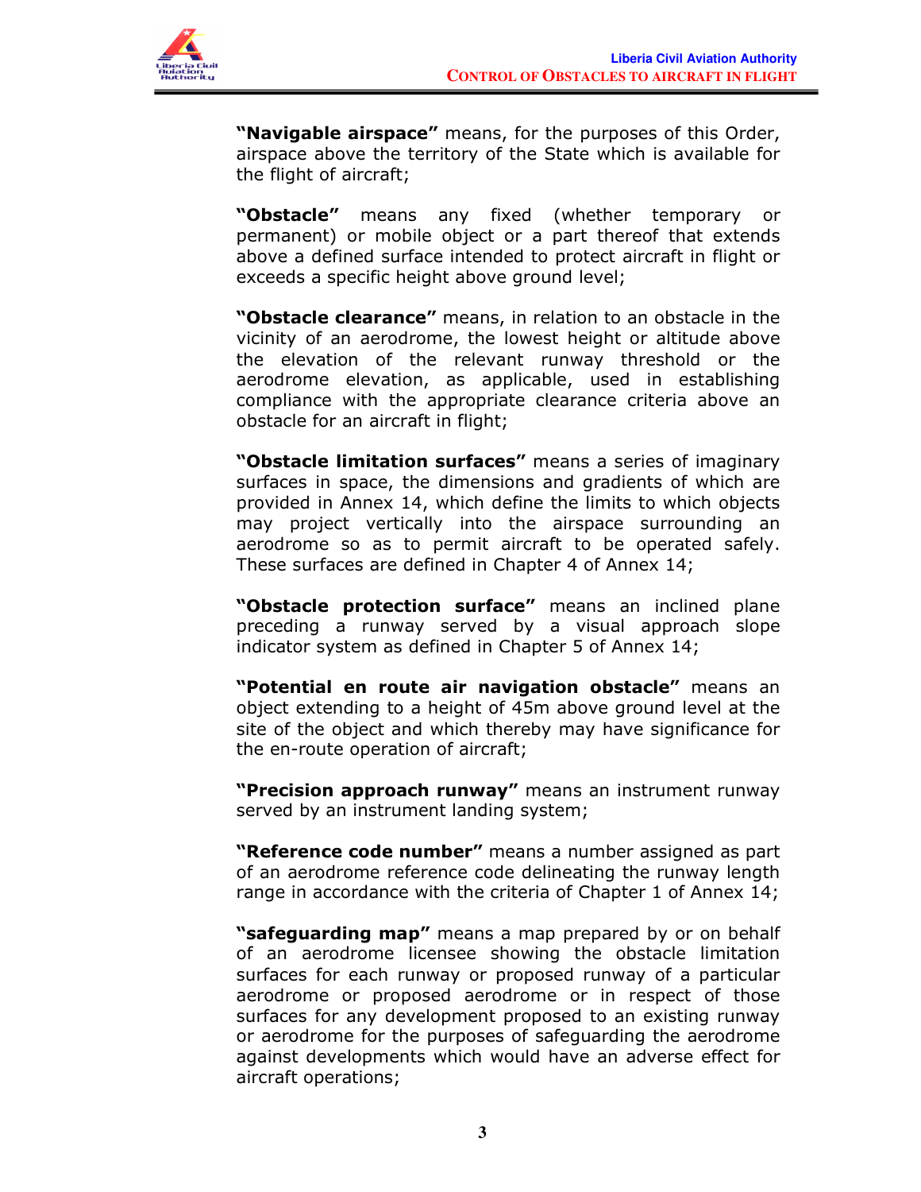**"Navigable airspace"** means, for the purposes of this Order, airspace above the territory of the State which is available for the flight of aircraft;

**"Obstacle"** means any fixed (whether temporary or permanent) or mobile object or a part thereof that extends above a defined surface intended to protect aircraft in flight or exceeds a specific height above ground level;

**"Obstacle clearance"** means, in relation to an obstacle in the vicinity of an aerodrome, the lowest height or altitude above the elevation of the relevant runway threshold or the aerodrome elevation, as applicable, used in establishing compliance with the appropriate clearance criteria above an obstacle for an aircraft in flight;

**"Obstacle limitation surfaces"** means a series of imaginary surfaces in space, the dimensions and gradients of which are provided in Annex 14, which define the limits to which objects may project vertically into the airspace surrounding an aerodrome so as to permit aircraft to be operated safely. These surfaces are defined in Chapter 4 of Annex 14;

**"Obstacle protection surface"** means an inclined plane preceding a runway served by a visual approach slope indicator system as defined in Chapter 5 of Annex 14;

**"Potential en route air navigation obstacle"** means an object extending to a height of 45m above ground level at the site of the object and which thereby may have significance for the en-route operation of aircraft;

**"Precision approach runway"** means an instrument runway served by an instrument landing system;

**"Reference code number"** means a number assigned as part of an aerodrome reference code delineating the runway length range in accordance with the criteria of Chapter 1 of Annex 14;

**"safeguarding map"** means a map prepared by or on behalf of an aerodrome licensee showing the obstacle limitation surfaces for each runway or proposed runway of a particular aerodrome or proposed aerodrome or in respect of those surfaces for any development proposed to an existing runway or aerodrome for the purposes of safeguarding the aerodrome against developments which would have an adverse effect for aircraft operations;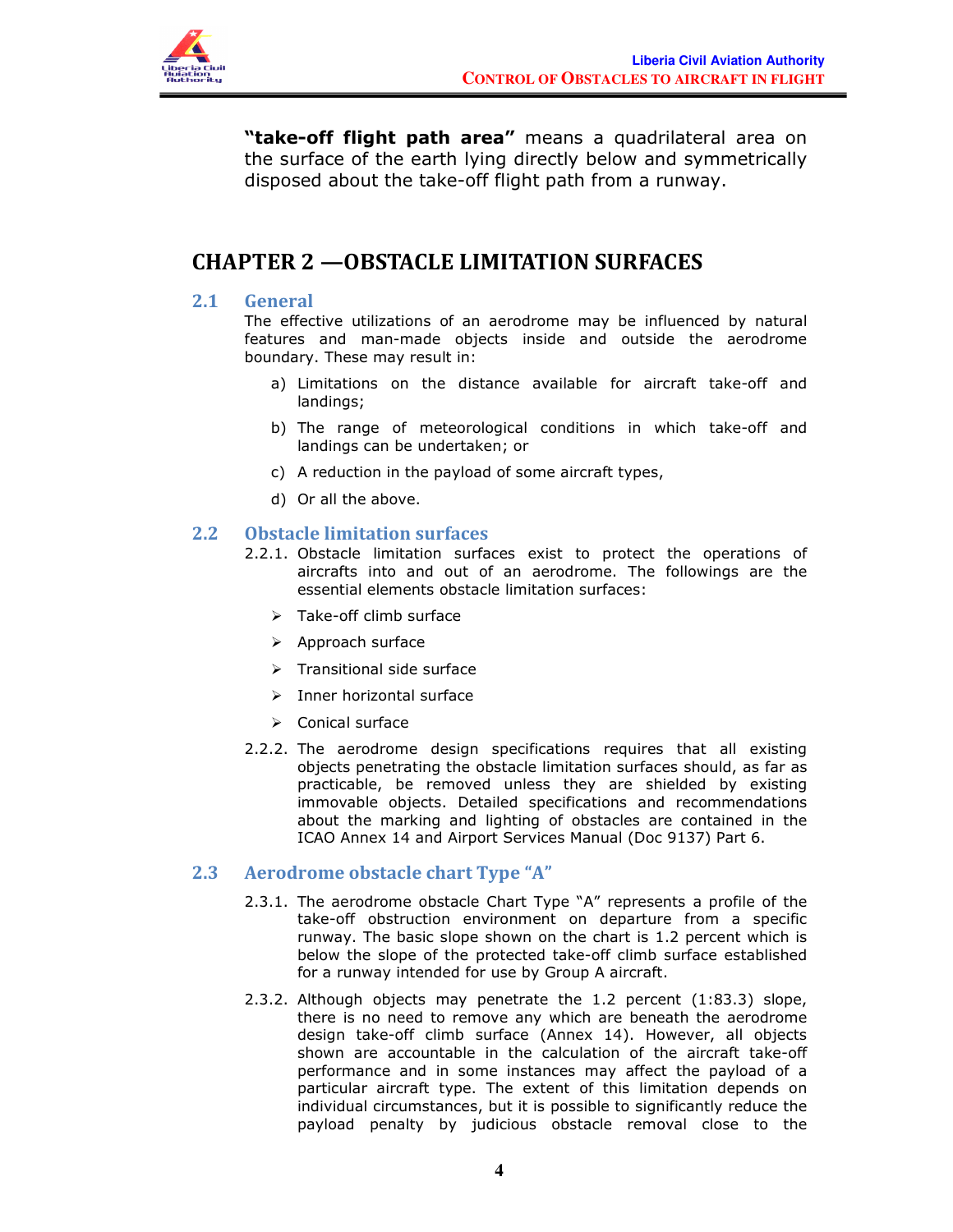**"take-off flight path area"** means a quadrilateral area on the surface of the earth lying directly below and symmetrically disposed about the take-off flight path from a runway.

# CHAPTER 2 —OBSTACLE LIMITATION SURFACES

## 2.1 General

The effective utilizations of an aerodrome may be influenced by natural features and man-made objects inside and outside the aerodrome boundary. These may result in:

a) Limitations on the distance available for aircraft take-off and landings;

b) The range of meteorological conditions in which take-off and landings can be undertaken; or

c) A reduction in the payload of some aircraft types,

d) Or all the above.

## 2.2 Obstacle limitation surfaces

2.2.1. Obstacle limitation surfaces exist to protect the operations of aircrafts into and out of an aerodrome. The followings are the essential elements obstacle limitation surfaces:

- Take-off climb surface
- Approach surface
- Transitional side surface
- Inner horizontal surface
- Conical surface

2.2.2. The aerodrome design specifications requires that all existing objects penetrating the obstacle limitation surfaces should, as far as practicable, be removed unless they are shielded by existing immovable objects. Detailed specifications and recommendations about the marking and lighting of obstacles are contained in the ICAO Annex 14 and Airport Services Manual (Doc 9137) Part 6.

## 2.3 Aerodrome obstacle chart Type "A"

2.3.1. The aerodrome obstacle Chart Type "A" represents a profile of the take-off obstruction environment on departure from a specific runway. The basic slope shown on the chart is 1.2 percent which is below the slope of the protected take-off climb surface established for a runway intended for use by Group A aircraft.

2.3.2. Although objects may penetrate the 1.2 percent (1:83.3) slope, there is no need to remove any which are beneath the aerodrome design take-off climb surface (Annex 14). However, all objects shown are accountable in the calculation of the aircraft take-off performance and in some instances may affect the payload of a particular aircraft type. The extent of this limitation depends on individual circumstances, but it is possible to significantly reduce the payload penalty by judicious obstacle removal close to the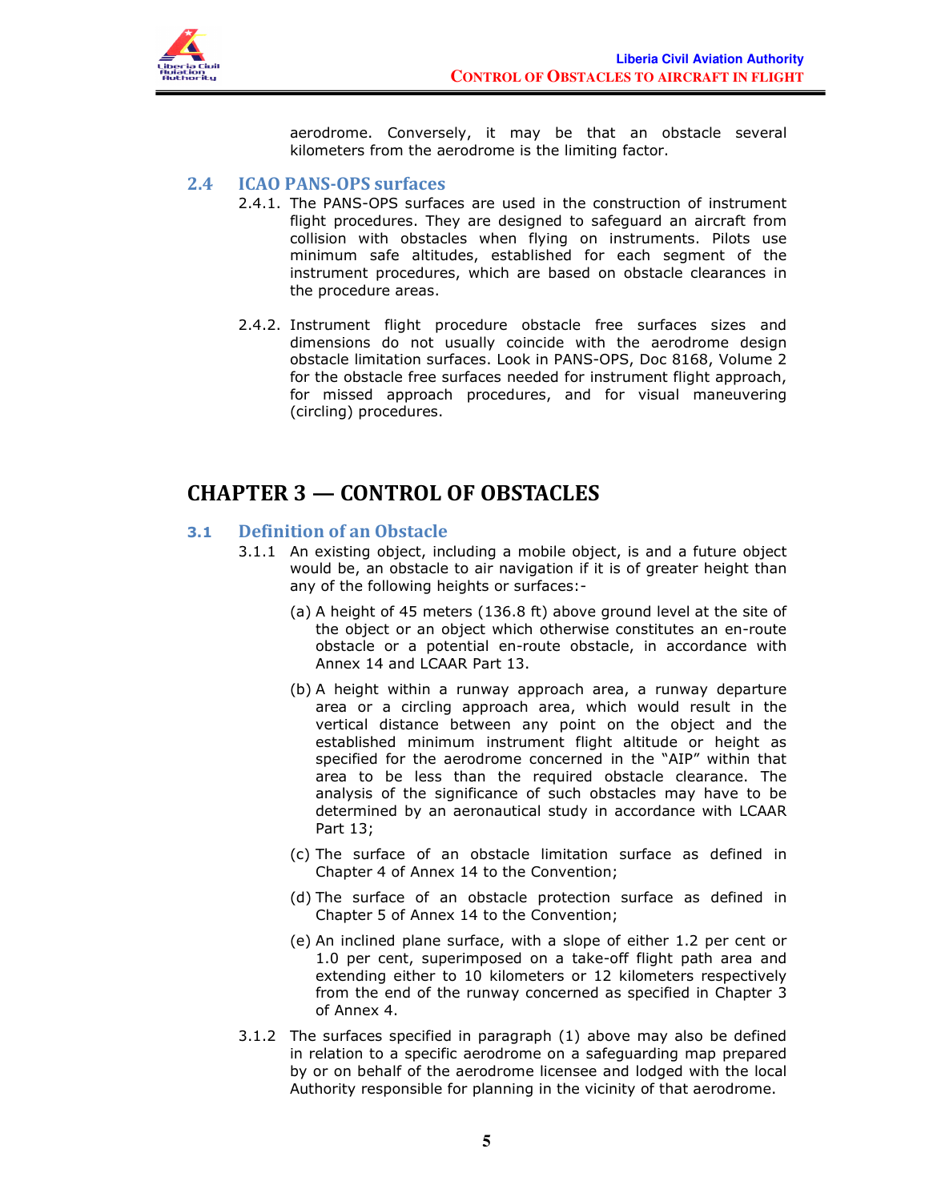aerodrome. Conversely, it may be that an obstacle several kilometers from the aerodrome is the limiting factor.

## 2.4 ICAO PANS-OPS surfaces

2.4.1. The PANS-OPS surfaces are used in the construction of instrument flight procedures. They are designed to safeguard an aircraft from collision with obstacles when flying on instruments. Pilots use minimum safe altitudes, established for each segment of the instrument procedures, which are based on obstacle clearances in the procedure areas.

2.4.2. Instrument flight procedure obstacle free surfaces sizes and dimensions do not usually coincide with the aerodrome design obstacle limitation surfaces. Look in PANS-OPS, Doc 8168, Volume 2 for the obstacle free surfaces needed for instrument flight approach, for missed approach procedures, and for visual maneuvering (circling) procedures.

# CHAPTER 3 — CONTROL OF OBSTACLES

## 3.1 Definition of an Obstacle

3.1.1 An existing object, including a mobile object, is and a future object would be, an obstacle to air navigation if it is of greater height than any of the following heights or surfaces:-

(a) A height of 45 meters (136.8 ft) above ground level at the site of the object or an object which otherwise constitutes an en-route obstacle or a potential en-route obstacle, in accordance with Annex 14 and LCAAR Part 13.

(b) A height within a runway approach area, a runway departure area or a circling approach area, which would result in the vertical distance between any point on the object and the established minimum instrument flight altitude or height as specified for the aerodrome concerned in the "AIP" within that area to be less than the required obstacle clearance. The analysis of the significance of such obstacles may have to be determined by an aeronautical study in accordance with LCAAR Part 13;

(c) The surface of an obstacle limitation surface as defined in Chapter 4 of Annex 14 to the Convention;

(d) The surface of an obstacle protection surface as defined in Chapter 5 of Annex 14 to the Convention;

(e) An inclined plane surface, with a slope of either 1.2 per cent or 1.0 per cent, superimposed on a take-off flight path area and extending either to 10 kilometers or 12 kilometers respectively from the end of the runway concerned as specified in Chapter 3 of Annex 4.

3.1.2 The surfaces specified in paragraph (1) above may also be defined in relation to a specific aerodrome on a safeguarding map prepared by or on behalf of the aerodrome licensee and lodged with the local Authority responsible for planning in the vicinity of that aerodrome.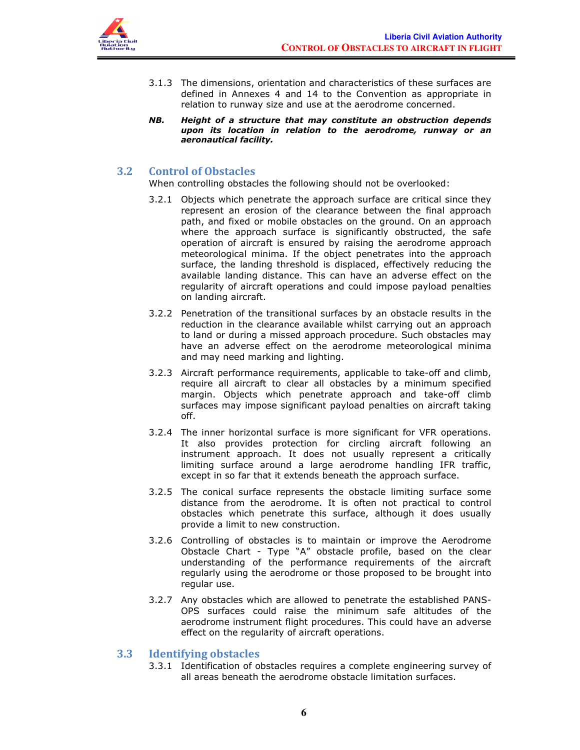3.1.3 The dimensions, orientation and characteristics of these surfaces are defined in Annexes 4 and 14 to the Convention as appropriate in relation to runway size and use at the aerodrome concerned.

***NB. Height of a structure that may constitute an obstruction depends upon its location in relation to the aerodrome, runway or an aeronautical facility.***

## 3.2 Control of Obstacles

When controlling obstacles the following should not be overlooked:

3.2.1 Objects which penetrate the approach surface are critical since they represent an erosion of the clearance between the final approach path, and fixed or mobile obstacles on the ground. On an approach where the approach surface is significantly obstructed, the safe operation of aircraft is ensured by raising the aerodrome approach meteorological minima. If the object penetrates into the approach surface, the landing threshold is displaced, effectively reducing the available landing distance. This can have an adverse effect on the regularity of aircraft operations and could impose payload penalties on landing aircraft.

3.2.2 Penetration of the transitional surfaces by an obstacle results in the reduction in the clearance available whilst carrying out an approach to land or during a missed approach procedure. Such obstacles may have an adverse effect on the aerodrome meteorological minima and may need marking and lighting.

3.2.3 Aircraft performance requirements, applicable to take-off and climb, require all aircraft to clear all obstacles by a minimum specified margin. Objects which penetrate approach and take-off climb surfaces may impose significant payload penalties on aircraft taking off.

3.2.4 The inner horizontal surface is more significant for VFR operations. It also provides protection for circling aircraft following an instrument approach. It does not usually represent a critically limiting surface around a large aerodrome handling IFR traffic, except in so far that it extends beneath the approach surface.

3.2.5 The conical surface represents the obstacle limiting surface some distance from the aerodrome. It is often not practical to control obstacles which penetrate this surface, although it does usually provide a limit to new construction.

3.2.6 Controlling of obstacles is to maintain or improve the Aerodrome Obstacle Chart - Type "A" obstacle profile, based on the clear understanding of the performance requirements of the aircraft regularly using the aerodrome or those proposed to be brought into regular use.

3.2.7 Any obstacles which are allowed to penetrate the established PANS-OPS surfaces could raise the minimum safe altitudes of the aerodrome instrument flight procedures. This could have an adverse effect on the regularity of aircraft operations.

## 3.3 Identifying obstacles

3.3.1 Identification of obstacles requires a complete engineering survey of all areas beneath the aerodrome obstacle limitation surfaces.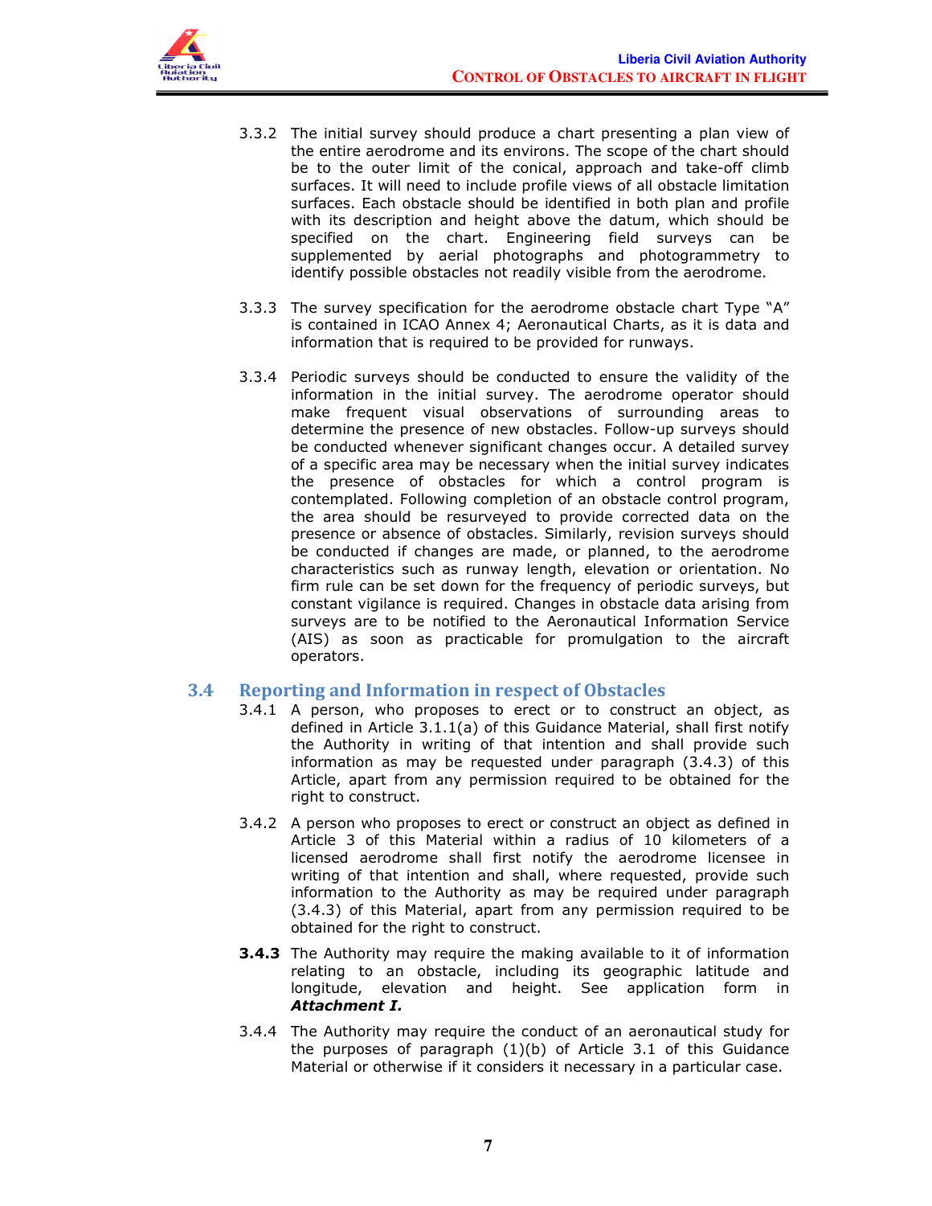3.3.2 The initial survey should produce a chart presenting a plan view of the entire aerodrome and its environs. The scope of the chart should be to the outer limit of the conical, approach and take-off climb surfaces. It will need to include profile views of all obstacle limitation surfaces. Each obstacle should be identified in both plan and profile with its description and height above the datum, which should be specified on the chart. Engineering field surveys can be supplemented by aerial photographs and photogrammetry to identify possible obstacles not readily visible from the aerodrome.

3.3.3 The survey specification for the aerodrome obstacle chart Type "A" is contained in ICAO Annex 4; Aeronautical Charts, as it is data and information that is required to be provided for runways.

3.3.4 Periodic surveys should be conducted to ensure the validity of the information in the initial survey. The aerodrome operator should make frequent visual observations of surrounding areas to determine the presence of new obstacles. Follow-up surveys should be conducted whenever significant changes occur. A detailed survey of a specific area may be necessary when the initial survey indicates the presence of obstacles for which a control program is contemplated. Following completion of an obstacle control program, the area should be resurveyed to provide corrected data on the presence or absence of obstacles. Similarly, revision surveys should be conducted if changes are made, or planned, to the aerodrome characteristics such as runway length, elevation or orientation. No firm rule can be set down for the frequency of periodic surveys, but constant vigilance is required. Changes in obstacle data arising from surveys are to be notified to the Aeronautical Information Service (AIS) as soon as practicable for promulgation to the aircraft operators.

## 3.4 Reporting and Information in respect of Obstacles

3.4.1 A person, who proposes to erect or to construct an object, as defined in Article 3.1.1(a) of this Guidance Material, shall first notify the Authority in writing of that intention and shall provide such information as may be requested under paragraph (3.4.3) of this Article, apart from any permission required to be obtained for the right to construct.

3.4.2 A person who proposes to erect or construct an object as defined in Article 3 of this Material within a radius of 10 kilometers of a licensed aerodrome shall first notify the aerodrome licensee in writing of that intention and shall, where requested, provide such information to the Authority as may be required under paragraph (3.4.3) of this Material, apart from any permission required to be obtained for the right to construct.

**3.4.3** The Authority may require the making available to it of information relating to an obstacle, including its geographic latitude and longitude, elevation and height. See application form in ***Attachment I.***

3.4.4 The Authority may require the conduct of an aeronautical study for the purposes of paragraph (1)(b) of Article 3.1 of this Guidance Material or otherwise if it considers it necessary in a particular case.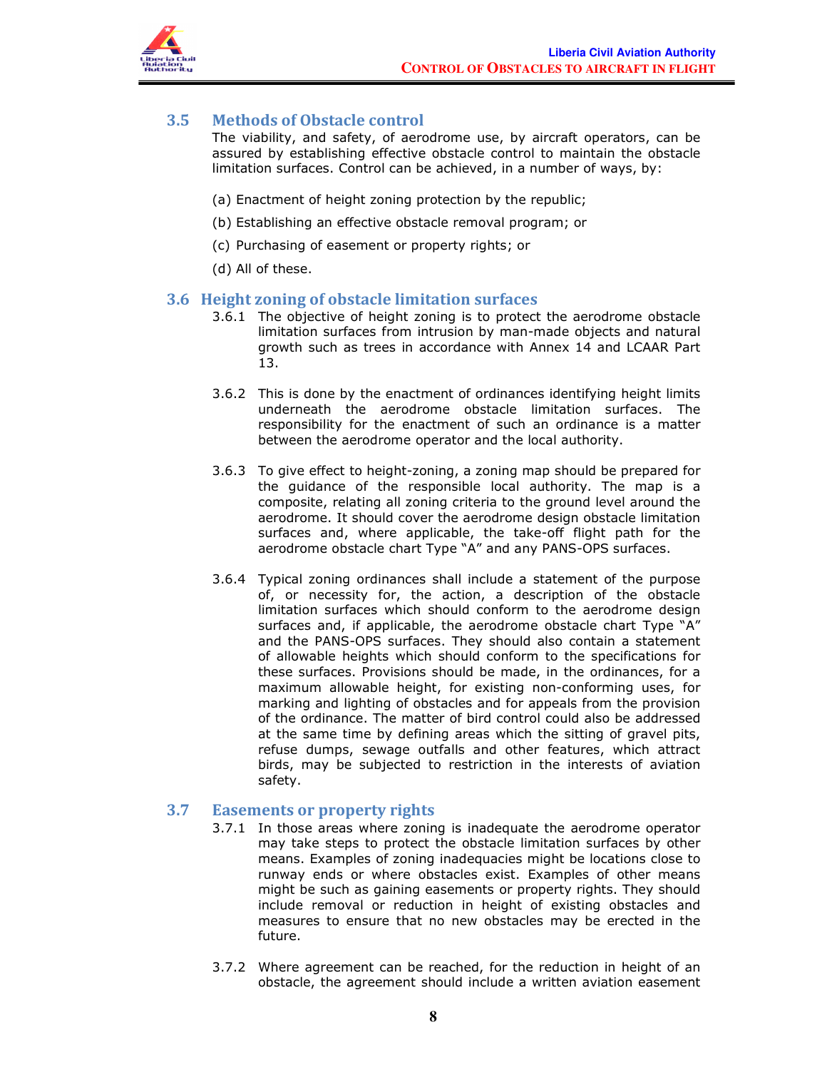## 3.5 Methods of Obstacle control

The viability, and safety, of aerodrome use, by aircraft operators, can be assured by establishing effective obstacle control to maintain the obstacle limitation surfaces. Control can be achieved, in a number of ways, by:

(a) Enactment of height zoning protection by the republic;

(b) Establishing an effective obstacle removal program; or

(c) Purchasing of easement or property rights; or

(d) All of these.

## 3.6 Height zoning of obstacle limitation surfaces

3.6.1 The objective of height zoning is to protect the aerodrome obstacle limitation surfaces from intrusion by man-made objects and natural growth such as trees in accordance with Annex 14 and LCAAR Part 13.

3.6.2 This is done by the enactment of ordinances identifying height limits underneath the aerodrome obstacle limitation surfaces. The responsibility for the enactment of such an ordinance is a matter between the aerodrome operator and the local authority.

3.6.3 To give effect to height-zoning, a zoning map should be prepared for the guidance of the responsible local authority. The map is a composite, relating all zoning criteria to the ground level around the aerodrome. It should cover the aerodrome design obstacle limitation surfaces and, where applicable, the take-off flight path for the aerodrome obstacle chart Type "A" and any PANS-OPS surfaces.

3.6.4 Typical zoning ordinances shall include a statement of the purpose of, or necessity for, the action, a description of the obstacle limitation surfaces which should conform to the aerodrome design surfaces and, if applicable, the aerodrome obstacle chart Type "A" and the PANS-OPS surfaces. They should also contain a statement of allowable heights which should conform to the specifications for these surfaces. Provisions should be made, in the ordinances, for a maximum allowable height, for existing non-conforming uses, for marking and lighting of obstacles and for appeals from the provision of the ordinance. The matter of bird control could also be addressed at the same time by defining areas which the sitting of gravel pits, refuse dumps, sewage outfalls and other features, which attract birds, may be subjected to restriction in the interests of aviation safety.

## 3.7 Easements or property rights

3.7.1 In those areas where zoning is inadequate the aerodrome operator may take steps to protect the obstacle limitation surfaces by other means. Examples of zoning inadequacies might be locations close to runway ends or where obstacles exist. Examples of other means might be such as gaining easements or property rights. They should include removal or reduction in height of existing obstacles and measures to ensure that no new obstacles may be erected in the future.

3.7.2 Where agreement can be reached, for the reduction in height of an obstacle, the agreement should include a written aviation easement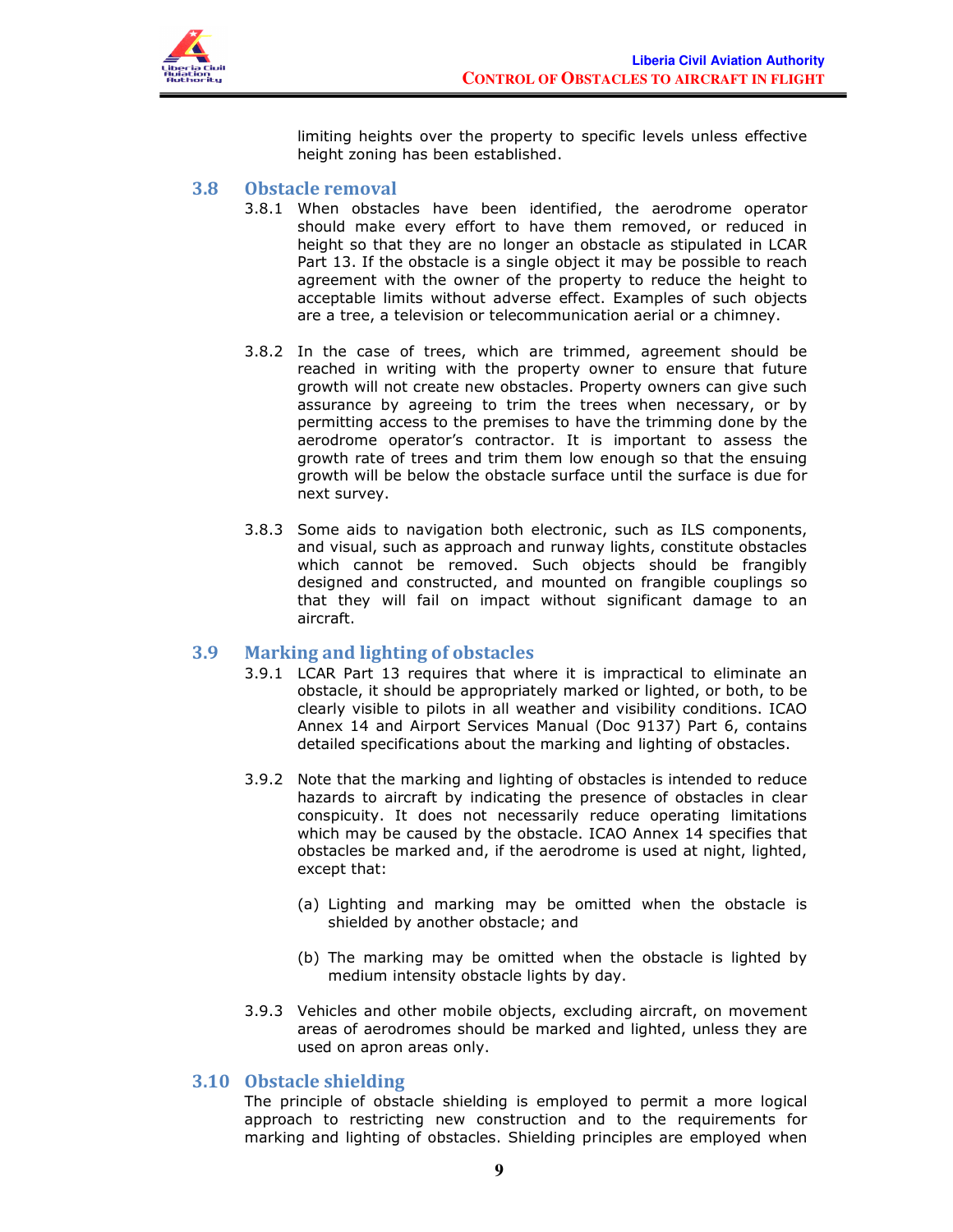limiting heights over the property to specific levels unless effective height zoning has been established.

## 3.8 Obstacle removal

3.8.1 When obstacles have been identified, the aerodrome operator should make every effort to have them removed, or reduced in height so that they are no longer an obstacle as stipulated in LCAR Part 13. If the obstacle is a single object it may be possible to reach agreement with the owner of the property to reduce the height to acceptable limits without adverse effect. Examples of such objects are a tree, a television or telecommunication aerial or a chimney.

3.8.2 In the case of trees, which are trimmed, agreement should be reached in writing with the property owner to ensure that future growth will not create new obstacles. Property owners can give such assurance by agreeing to trim the trees when necessary, or by permitting access to the premises to have the trimming done by the aerodrome operator's contractor. It is important to assess the growth rate of trees and trim them low enough so that the ensuing growth will be below the obstacle surface until the surface is due for next survey.

3.8.3 Some aids to navigation both electronic, such as ILS components, and visual, such as approach and runway lights, constitute obstacles which cannot be removed. Such objects should be frangibly designed and constructed, and mounted on frangible couplings so that they will fail on impact without significant damage to an aircraft.

## 3.9 Marking and lighting of obstacles

3.9.1 LCAR Part 13 requires that where it is impractical to eliminate an obstacle, it should be appropriately marked or lighted, or both, to be clearly visible to pilots in all weather and visibility conditions. ICAO Annex 14 and Airport Services Manual (Doc 9137) Part 6, contains detailed specifications about the marking and lighting of obstacles.

3.9.2 Note that the marking and lighting of obstacles is intended to reduce hazards to aircraft by indicating the presence of obstacles in clear conspicuity. It does not necessarily reduce operating limitations which may be caused by the obstacle. ICAO Annex 14 specifies that obstacles be marked and, if the aerodrome is used at night, lighted, except that:

(a) Lighting and marking may be omitted when the obstacle is shielded by another obstacle; and

(b) The marking may be omitted when the obstacle is lighted by medium intensity obstacle lights by day.

3.9.3 Vehicles and other mobile objects, excluding aircraft, on movement areas of aerodromes should be marked and lighted, unless they are used on apron areas only.

## 3.10 Obstacle shielding

The principle of obstacle shielding is employed to permit a more logical approach to restricting new construction and to the requirements for marking and lighting of obstacles. Shielding principles are employed when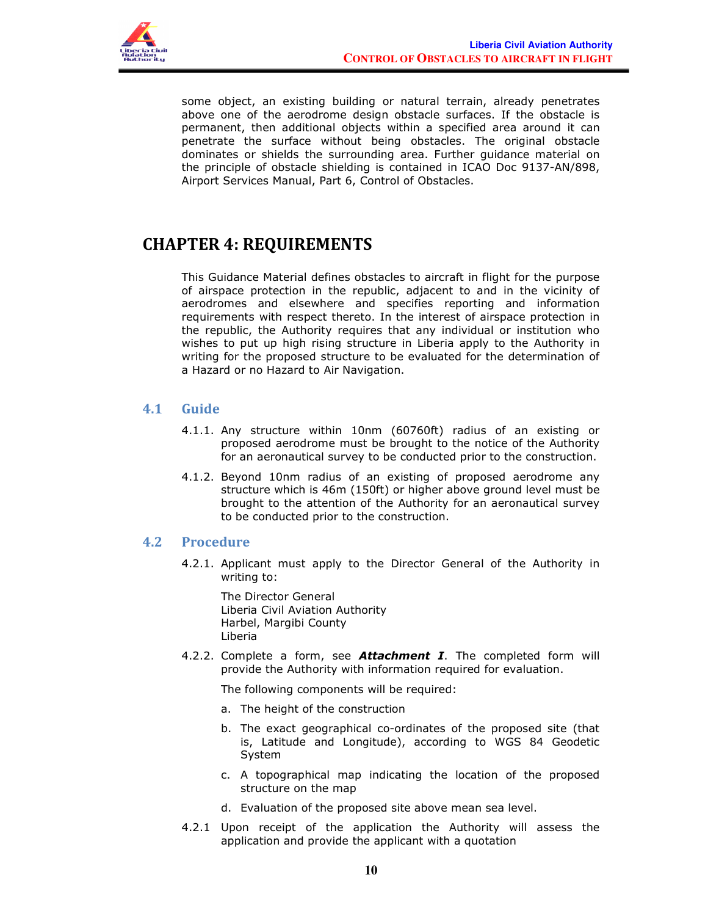some object, an existing building or natural terrain, already penetrates above one of the aerodrome design obstacle surfaces. If the obstacle is permanent, then additional objects within a specified area around it can penetrate the surface without being obstacles. The original obstacle dominates or shields the surrounding area. Further guidance material on the principle of obstacle shielding is contained in ICAO Doc 9137-AN/898, Airport Services Manual, Part 6, Control of Obstacles.

# CHAPTER 4: REQUIREMENTS

This Guidance Material defines obstacles to aircraft in flight for the purpose of airspace protection in the republic, adjacent to and in the vicinity of aerodromes and elsewhere and specifies reporting and information requirements with respect thereto. In the interest of airspace protection in the republic, the Authority requires that any individual or institution who wishes to put up high rising structure in Liberia apply to the Authority in writing for the proposed structure to be evaluated for the determination of a Hazard or no Hazard to Air Navigation.

## 4.1 Guide

4.1.1. Any structure within 10nm (60760ft) radius of an existing or proposed aerodrome must be brought to the notice of the Authority for an aeronautical survey to be conducted prior to the construction.

4.1.2. Beyond 10nm radius of an existing of proposed aerodrome any structure which is 46m (150ft) or higher above ground level must be brought to the attention of the Authority for an aeronautical survey to be conducted prior to the construction.

## 4.2 Procedure

4.2.1. Applicant must apply to the Director General of the Authority in writing to:

The Director General
Liberia Civil Aviation Authority
Harbel, Margibi County
Liberia

4.2.2. Complete a form, see ***Attachment I***. The completed form will provide the Authority with information required for evaluation.

The following components will be required:

a. The height of the construction

b. The exact geographical co-ordinates of the proposed site (that is, Latitude and Longitude), according to WGS 84 Geodetic System

c. A topographical map indicating the location of the proposed structure on the map

d. Evaluation of the proposed site above mean sea level.

4.2.1 Upon receipt of the application the Authority will assess the application and provide the applicant with a quotation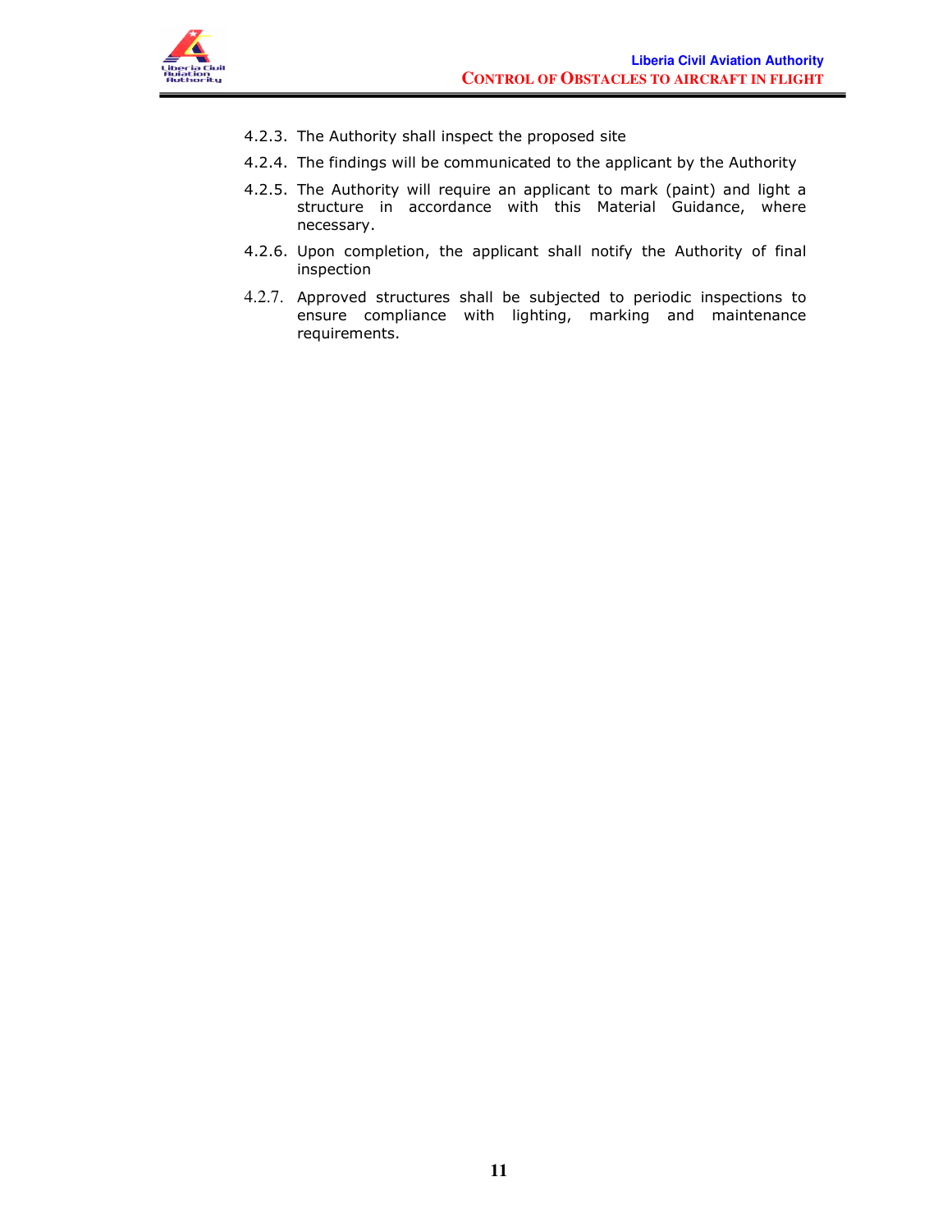4.2.3. The Authority shall inspect the proposed site

4.2.4. The findings will be communicated to the applicant by the Authority

4.2.5. The Authority will require an applicant to mark (paint) and light a structure in accordance with this Material Guidance, where necessary.

4.2.6. Upon completion, the applicant shall notify the Authority of final inspection

4.2.7. Approved structures shall be subjected to periodic inspections to ensure compliance with lighting, marking and maintenance requirements.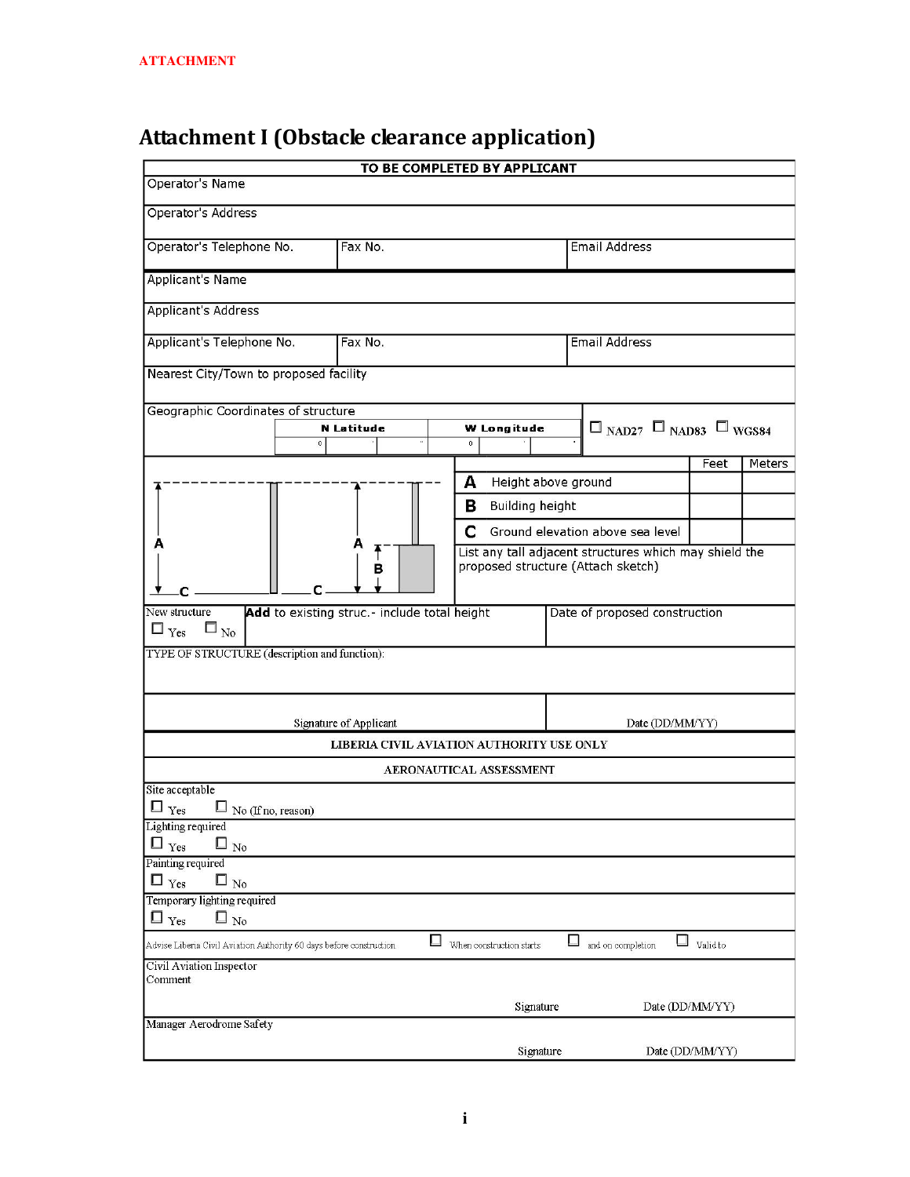ATTACHMENT

# Attachment I (Obstacle clearance application)

| TO BE COMPLETED BY APPLICANT | | |
|---|---|---|
| Operator's Name | | |
| Operator's Address | | |
| Operator's Telephone No. | Fax No. | Email Address |
| Applicant's Name | | |
| Applicant's Address | | |
| Applicant's Telephone No. | Fax No. | Email Address |
| Nearest City/Town to proposed facility | | |

Geographic Coordinates of structure

| N Latitude | | | W Longitude | | |
|---|---|---|---|---|---|
| ° | ' | " | ° | ' | " |

☐ NAD27 ☐ NAD83 ☐ WGS84

A

A

B

C

C

| | Feet | Meters |
|---|---|---|
| **A** Height above ground | | |
| **B** Building height | | |
| **C** Ground elevation above sea level | | |

List any tall adjacent structures which may shield the proposed structure (Attach sketch)

| New structure ☐ Yes ☐ No | **Add** to existing struc.- include total height | Date of proposed construction |
|---|---|---|

TYPE OF STRUCTURE (description and function):

| Signature of Applicant | Date (DD/MM/YY) |
|---|---|

**LIBERIA CIVIL AVIATION AUTHORITY USE ONLY**

**AERONAUTICAL ASSESSMENT**

Site acceptable
☐ Yes ☐ No (If no, reason)

Lighting required
☐ Yes ☐ No

Painting required
☐ Yes ☐ No

Temporary lighting required
☐ Yes ☐ No

Advise Liberia Civil Aviation Authority 60 days before construction ☐ When construction starts ☐ and on completion ☐ Valid to

Civil Aviation Inspector Comment

Signature Date (DD/MM/YY)

Manager Aerodrome Safety

Signature Date (DD/MM/YY)